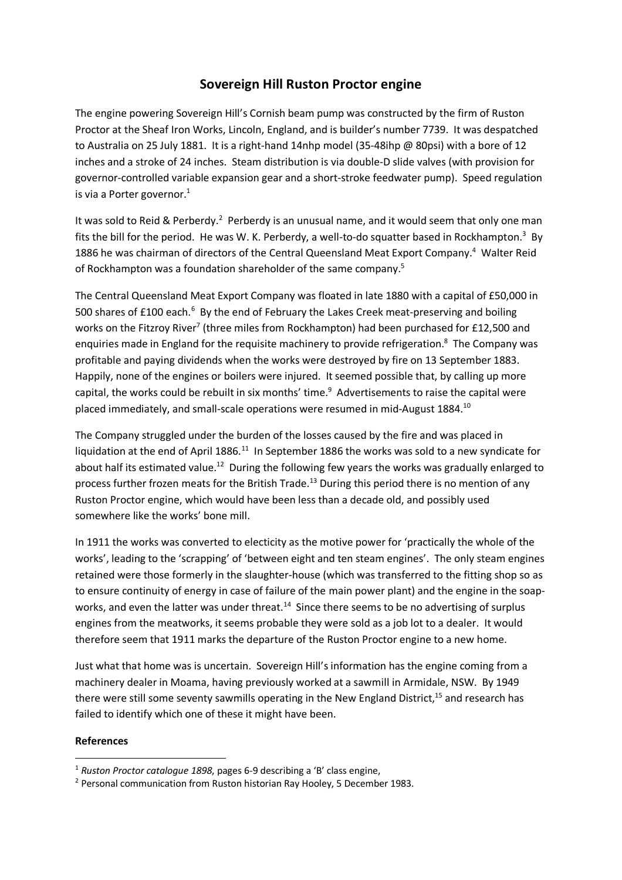# Sovereign Hill Ruston Proctor engine

The engine powering Sovereign Hill's Cornish beam pump was constructed by the firm of Ruston Proctor at the Sheaf Iron Works, Lincoln, England, and is builder's number 7739. It was despatched to Australia on 25 July 1881. It is a right-hand 14nhp model (35-48ihp @ 80psi) with a bore of 12 inches and a stroke of 24 inches. Steam distribution is via double-D slide valves (with provision for governor-controlled variable expansion gear and a short-stroke feedwater pump). Speed regulation is via a Porter governor.[1]

It was sold to Reid & Perberdy.[2] Perberdy is an unusual name, and it would seem that only one man fits the bill for the period. He was W. K. Perberdy, a well-to-do squatter based in Rockhampton.[3] By 1886 he was chairman of directors of the Central Queensland Meat Export Company.[4] Walter Reid of Rockhampton was a foundation shareholder of the same company.[5]

The Central Queensland Meat Export Company was floated in late 1880 with a capital of £50,000 in 500 shares of £100 each.[6] By the end of February the Lakes Creek meat-preserving and boiling works on the Fitzroy River[7] (three miles from Rockhampton) had been purchased for £12,500 and enquiries made in England for the requisite machinery to provide refrigeration.[8] The Company was profitable and paying dividends when the works were destroyed by fire on 13 September 1883. Happily, none of the engines or boilers were injured. It seemed possible that, by calling up more capital, the works could be rebuilt in six months' time.[9] Advertisements to raise the capital were placed immediately, and small-scale operations were resumed in mid-August 1884.[10]

The Company struggled under the burden of the losses caused by the fire and was placed in liquidation at the end of April 1886.[11] In September 1886 the works was sold to a new syndicate for about half its estimated value.[12] During the following few years the works was gradually enlarged to process further frozen meats for the British Trade.[13] During this period there is no mention of any Ruston Proctor engine, which would have been less than a decade old, and possibly used somewhere like the works' bone mill.

In 1911 the works was converted to electicity as the motive power for 'practically the whole of the works', leading to the 'scrapping' of 'between eight and ten steam engines'. The only steam engines retained were those formerly in the slaughter-house (which was transferred to the fitting shop so as to ensure continuity of energy in case of failure of the main power plant) and the engine in the soap-works, and even the latter was under threat.[14] Since there seems to be no advertising of surplus engines from the meatworks, it seems probable they were sold as a job lot to a dealer. It would therefore seem that 1911 marks the departure of the Ruston Proctor engine to a new home.

Just what that home was is uncertain. Sovereign Hill's information has the engine coming from a machinery dealer in Moama, having previously worked at a sawmill in Armidale, NSW. By 1949 there were still some seventy sawmills operating in the New England District,[15] and research has failed to identify which one of these it might have been.

**References**

[1] *Ruston Proctor catalogue 1898*, pages 6-9 describing a 'B' class engine,

[2] Personal communication from Ruston historian Ray Hooley, 5 December 1983.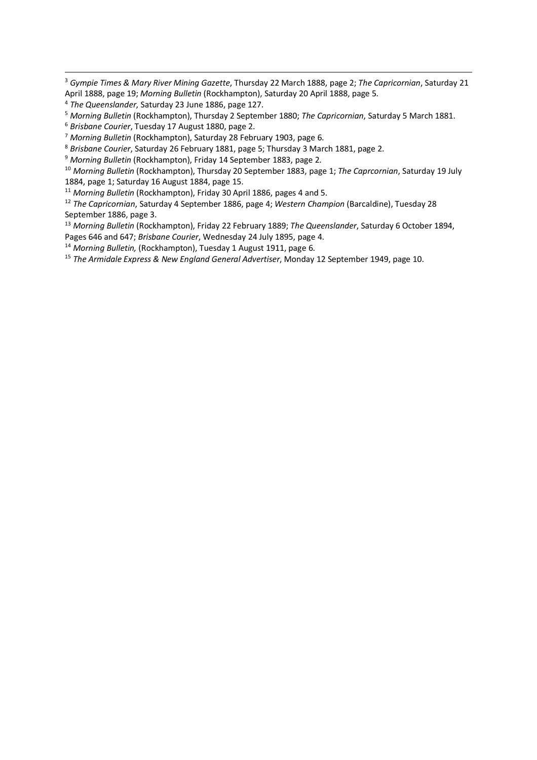[3] *Gympie Times & Mary River Mining Gazette*, Thursday 22 March 1888, page 2; *The Capricornian*, Saturday 21 April 1888, page 19; *Morning Bulletin* (Rockhampton), Saturday 20 April 1888, page 5.

[4] *The Queenslander*, Saturday 23 June 1886, page 127.

[5] *Morning Bulletin* (Rockhampton), Thursday 2 September 1880; *The Capricornian*, Saturday 5 March 1881.

[6] *Brisbane Courier*, Tuesday 17 August 1880, page 2.

[7] *Morning Bulletin* (Rockhampton), Saturday 28 February 1903, page 6.

[8] *Brisbane Courier*, Saturday 26 February 1881, page 5; Thursday 3 March 1881, page 2.

[9] *Morning Bulletin* (Rockhampton), Friday 14 September 1883, page 2.

[10] *Morning Bulletin* (Rockhampton), Thursday 20 September 1883, page 1; *The Caprcornian*, Saturday 19 July 1884, page 1; Saturday 16 August 1884, page 15.

[11] *Morning Bulletin* (Rockhampton), Friday 30 April 1886, pages 4 and 5.

[12] *The Capricornian*, Saturday 4 September 1886, page 4; *Western Champion* (Barcaldine), Tuesday 28 September 1886, page 3.

[13] *Morning Bulletin* (Rockhampton), Friday 22 February 1889; *The Queenslander*, Saturday 6 October 1894, Pages 646 and 647; *Brisbane Courier*, Wednesday 24 July 1895, page 4.

[14] *Morning Bulletin,* (Rockhampton), Tuesday 1 August 1911, page 6.

[15] *The Armidale Express & New England General Advertiser*, Monday 12 September 1949, page 10.